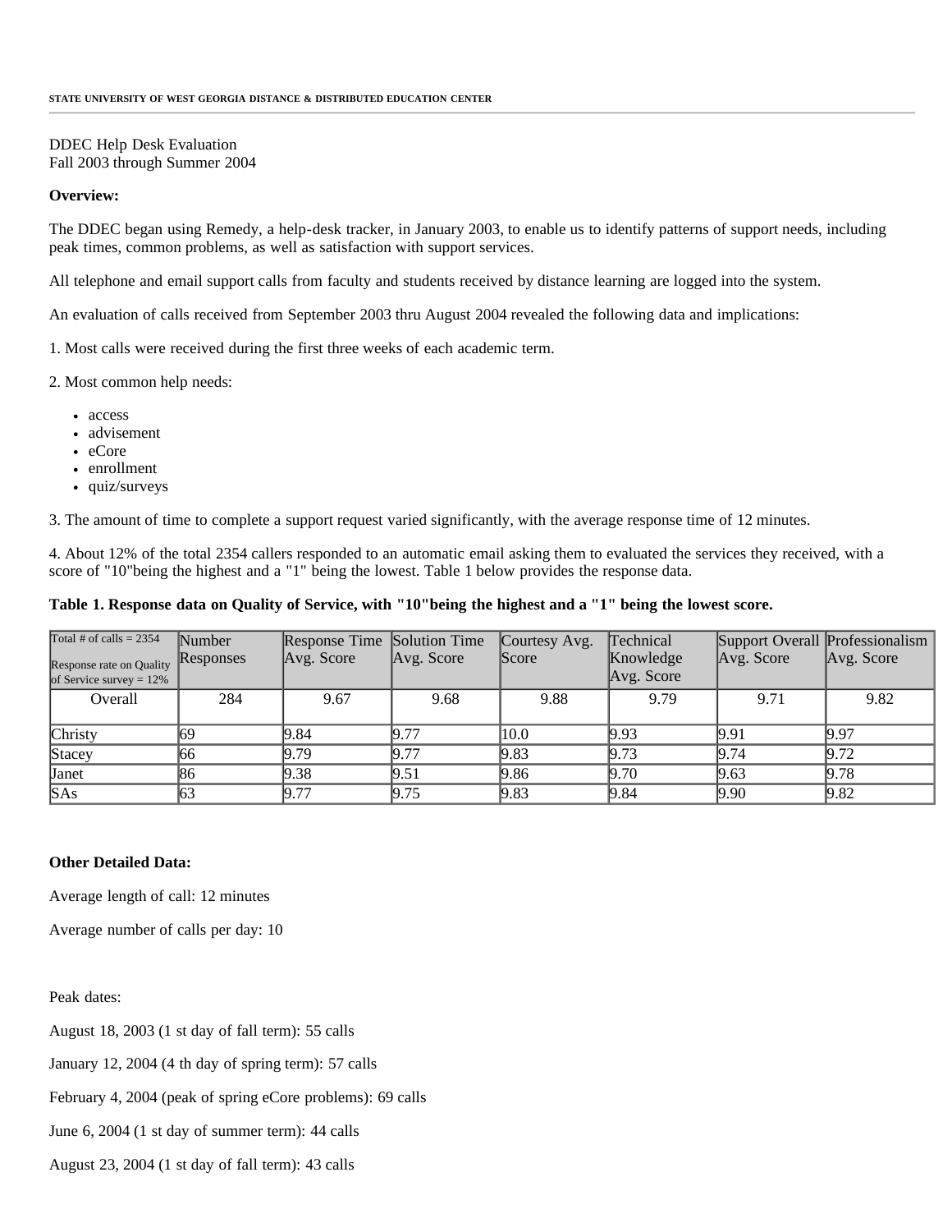STATE UNIVERSITY OF WEST GEORGIA DISTANCE & DISTRIBUTED EDUCATION CENTER

DDEC Help Desk Evaluation
Fall 2003 through Summer 2004

**Overview:**

The DDEC began using Remedy, a help-desk tracker, in January 2003, to enable us to identify patterns of support needs, including peak times, common problems, as well as satisfaction with support services.

All telephone and email support calls from faculty and students received by distance learning are logged into the system.

An evaluation of calls received from September 2003 thru August 2004 revealed the following data and implications:

1. Most calls were received during the first three weeks of each academic term.

2. Most common help needs:

- access
- advisement
- eCore
- enrollment
- quiz/surveys

3. The amount of time to complete a support request varied significantly, with the average response time of 12 minutes.

4. About 12% of the total 2354 callers responded to an automatic email asking them to evaluated the services they received, with a score of "10"being the highest and a "1" being the lowest. Table 1 below provides the response data.

**Table 1. Response data on Quality of Service, with "10"being the highest and a "1" being the lowest score.**

| Total # of calls = 2354<br>Response rate on Quality of Service survey = 12% | Number Responses | Response Time Avg. Score | Solution Time Avg. Score | Courtesy Avg. Score | Technical Knowledge Avg. Score | Support Overall Avg. Score | Professionalism Avg. Score |
|---|---|---|---|---|---|---|---|
| Overall | 284 | 9.67 | 9.68 | 9.88 | 9.79 | 9.71 | 9.82 |
| Christy | 69 | 9.84 | 9.77 | 10.0 | 9.93 | 9.91 | 9.97 |
| Stacey | 66 | 9.79 | 9.77 | 9.83 | 9.73 | 9.74 | 9.72 |
| Janet | 86 | 9.38 | 9.51 | 9.86 | 9.70 | 9.63 | 9.78 |
| SAs | 63 | 9.77 | 9.75 | 9.83 | 9.84 | 9.90 | 9.82 |

**Other Detailed Data:**

Average length of call: 12 minutes

Average number of calls per day: 10

Peak dates:

August 18, 2003 (1 st day of fall term): 55 calls

January 12, 2004 (4 th day of spring term): 57 calls

February 4, 2004 (peak of spring eCore problems): 69 calls

June 6, 2004 (1 st day of summer term): 44 calls

August 23, 2004 (1 st day of fall term): 43 calls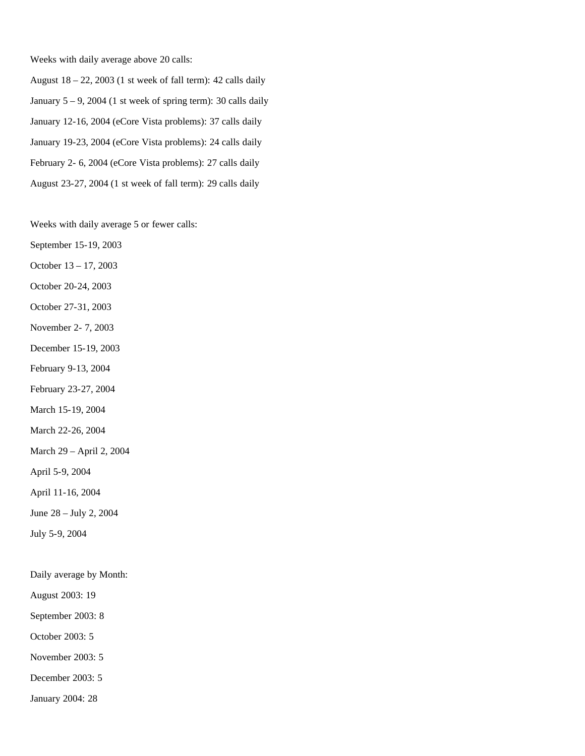Weeks with daily average above 20 calls:

August 18 – 22, 2003 (1 st week of fall term): 42 calls daily

January 5 – 9, 2004 (1 st week of spring term): 30 calls daily

January 12-16, 2004 (eCore Vista problems): 37 calls daily

January 19-23, 2004 (eCore Vista problems): 24 calls daily

February 2- 6, 2004 (eCore Vista problems): 27 calls daily

August 23-27, 2004 (1 st week of fall term): 29 calls daily

Weeks with daily average 5 or fewer calls:

September 15-19, 2003

October 13 – 17, 2003

October 20-24, 2003

October 27-31, 2003

November 2- 7, 2003

December 15-19, 2003

February 9-13, 2004

February 23-27, 2004

March 15-19, 2004

March 22-26, 2004

March 29 – April 2, 2004

April 5-9, 2004

April 11-16, 2004

June 28 – July 2, 2004

July 5-9, 2004

Daily average by Month:

August 2003: 19

September 2003: 8

October 2003: 5

November 2003: 5

December 2003: 5

January 2004: 28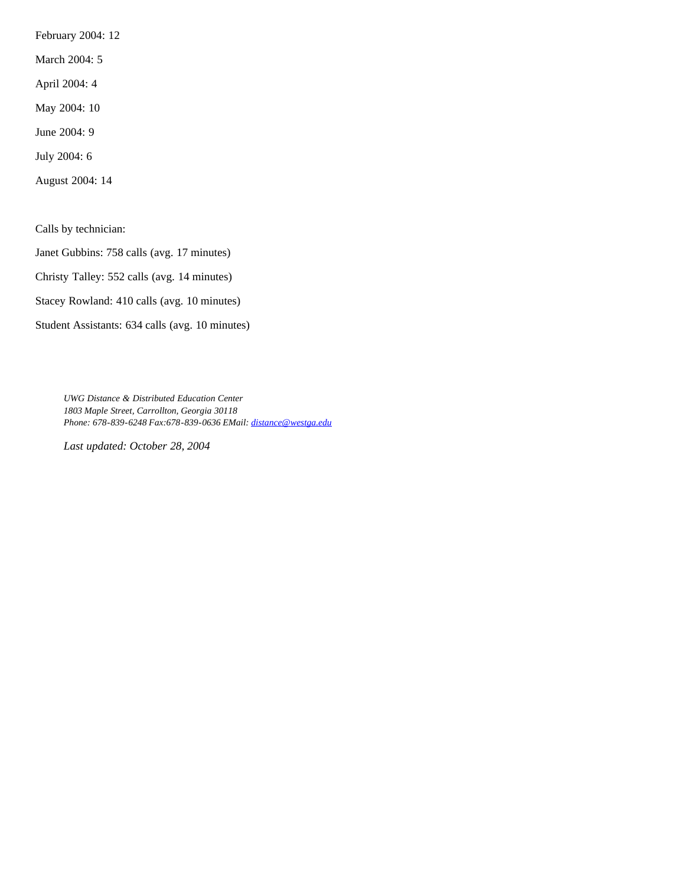February 2004: 12

March 2004: 5

April 2004: 4

May 2004: 10

June 2004: 9

July 2004: 6

August 2004: 14

Calls by technician:

Janet Gubbins: 758 calls (avg. 17 minutes)

Christy Talley: 552 calls (avg. 14 minutes)

Stacey Rowland: 410 calls (avg. 10 minutes)

Student Assistants: 634 calls (avg. 10 minutes)

*UWG Distance & Distributed Education Center*
*1803 Maple Street, Carrollton, Georgia 30118*
*Phone: 678-839-6248 Fax:678-839-0636 EMail: distance@westga.edu*

*Last updated: October 28, 2004*